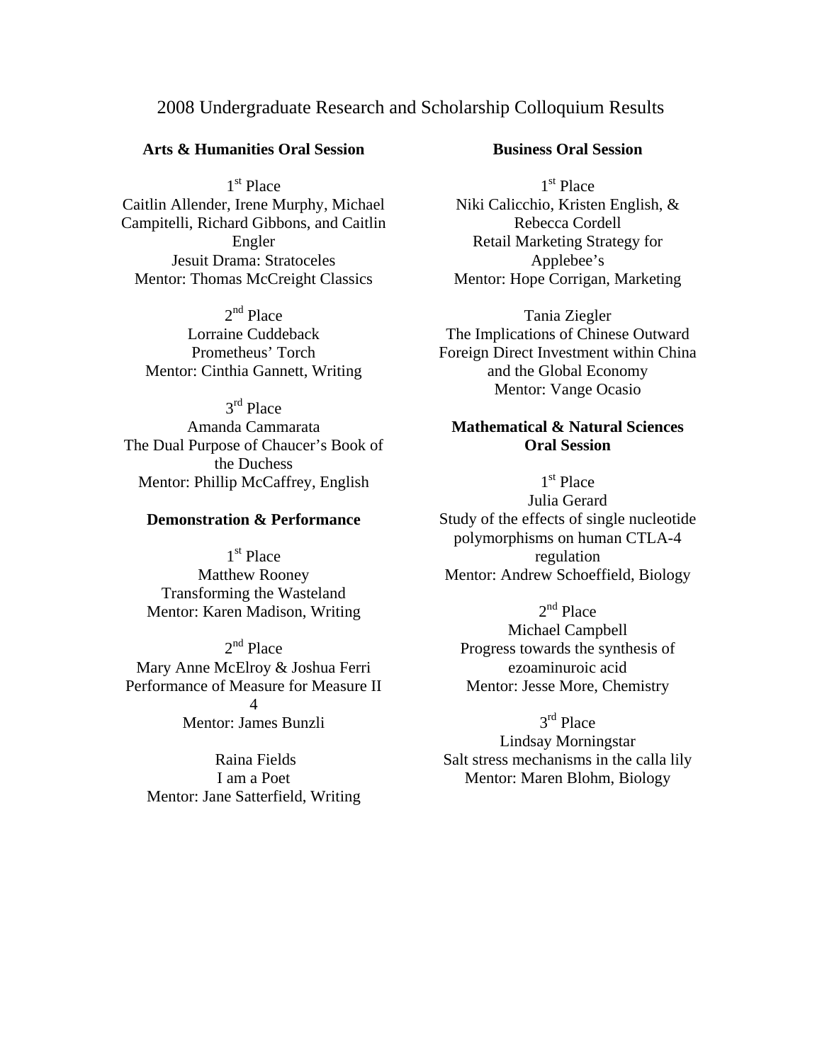# 2008 Undergraduate Research and Scholarship Colloquium Results

## Arts & Humanities Oral Session

1st Place
Caitlin Allender, Irene Murphy, Michael Campitelli, Richard Gibbons, and Caitlin Engler
Jesuit Drama: Stratoceles
Mentor: Thomas McCreight Classics

2nd Place
Lorraine Cuddeback
Prometheus' Torch
Mentor: Cinthia Gannett, Writing

3rd Place
Amanda Cammarata
The Dual Purpose of Chaucer's Book of the Duchess
Mentor: Phillip McCaffrey, English

## Demonstration & Performance

1st Place
Matthew Rooney
Transforming the Wasteland
Mentor: Karen Madison, Writing

2nd Place
Mary Anne McElroy & Joshua Ferri
Performance of Measure for Measure II 4
Mentor: James Bunzli

Raina Fields
I am a Poet
Mentor: Jane Satterfield, Writing

## Business Oral Session

1st Place
Niki Calicchio, Kristen English, & Rebecca Cordell
Retail Marketing Strategy for Applebee's
Mentor: Hope Corrigan, Marketing

Tania Ziegler
The Implications of Chinese Outward Foreign Direct Investment within China and the Global Economy
Mentor: Vange Ocasio

## Mathematical & Natural Sciences Oral Session

1st Place
Julia Gerard
Study of the effects of single nucleotide polymorphisms on human CTLA-4 regulation
Mentor: Andrew Schoeffield, Biology

2nd Place
Michael Campbell
Progress towards the synthesis of ezoaminuroic acid
Mentor: Jesse More, Chemistry

3rd Place
Lindsay Morningstar
Salt stress mechanisms in the calla lily
Mentor: Maren Blohm, Biology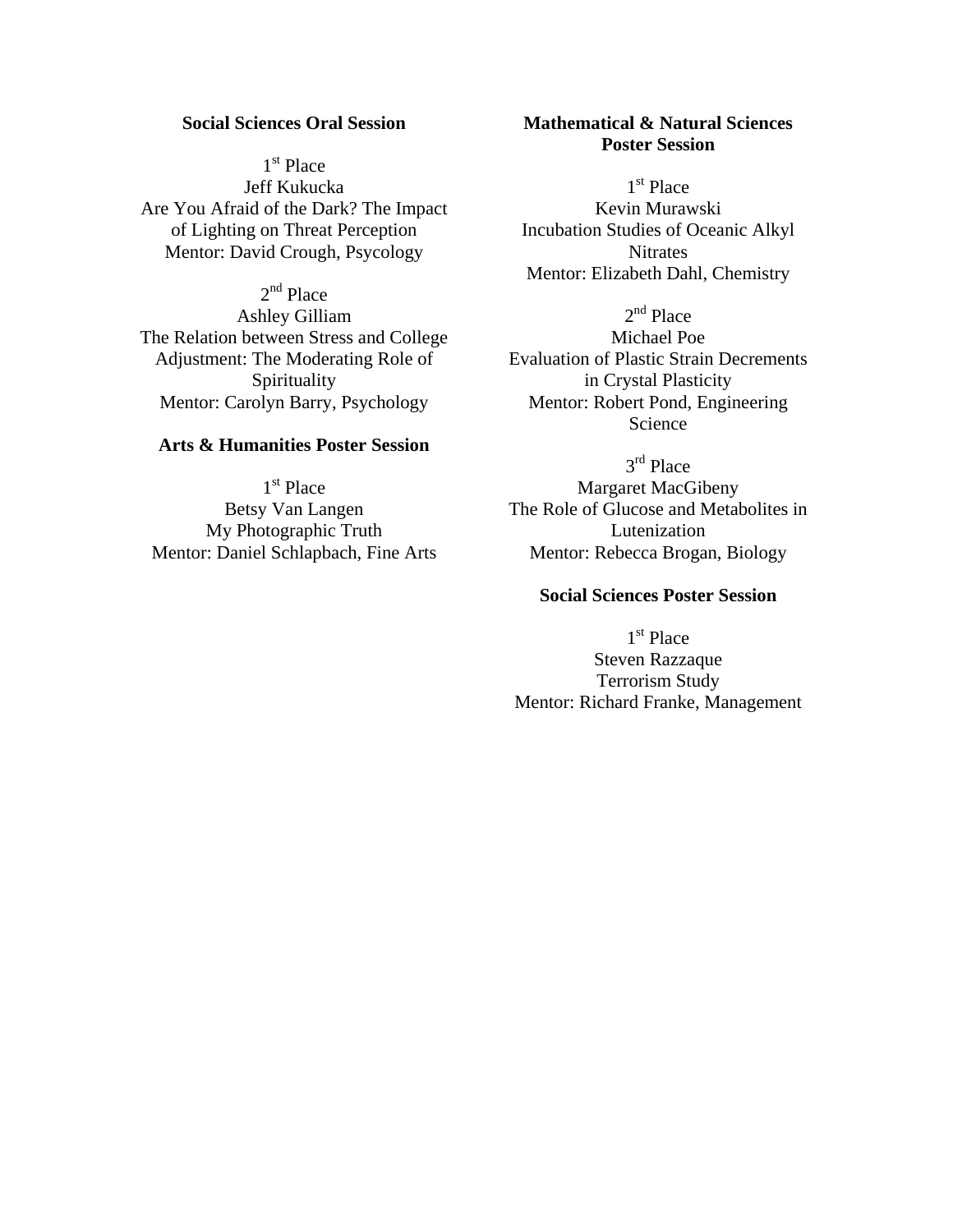**Social Sciences Oral Session**

1st Place
Jeff Kukucka
Are You Afraid of the Dark? The Impact of Lighting on Threat Perception
Mentor: David Crough, Psycology

2nd Place
Ashley Gilliam
The Relation between Stress and College Adjustment: The Moderating Role of Spirituality
Mentor: Carolyn Barry, Psychology

**Arts & Humanities Poster Session**

1st Place
Betsy Van Langen
My Photographic Truth
Mentor: Daniel Schlapbach, Fine Arts

**Mathematical & Natural Sciences Poster Session**

1st Place
Kevin Murawski
Incubation Studies of Oceanic Alkyl Nitrates
Mentor: Elizabeth Dahl, Chemistry

2nd Place
Michael Poe
Evaluation of Plastic Strain Decrements in Crystal Plasticity
Mentor: Robert Pond, Engineering Science

3rd Place
Margaret MacGibeny
The Role of Glucose and Metabolites in Lutenization
Mentor: Rebecca Brogan, Biology

**Social Sciences Poster Session**

1st Place
Steven Razzaque
Terrorism Study
Mentor: Richard Franke, Management